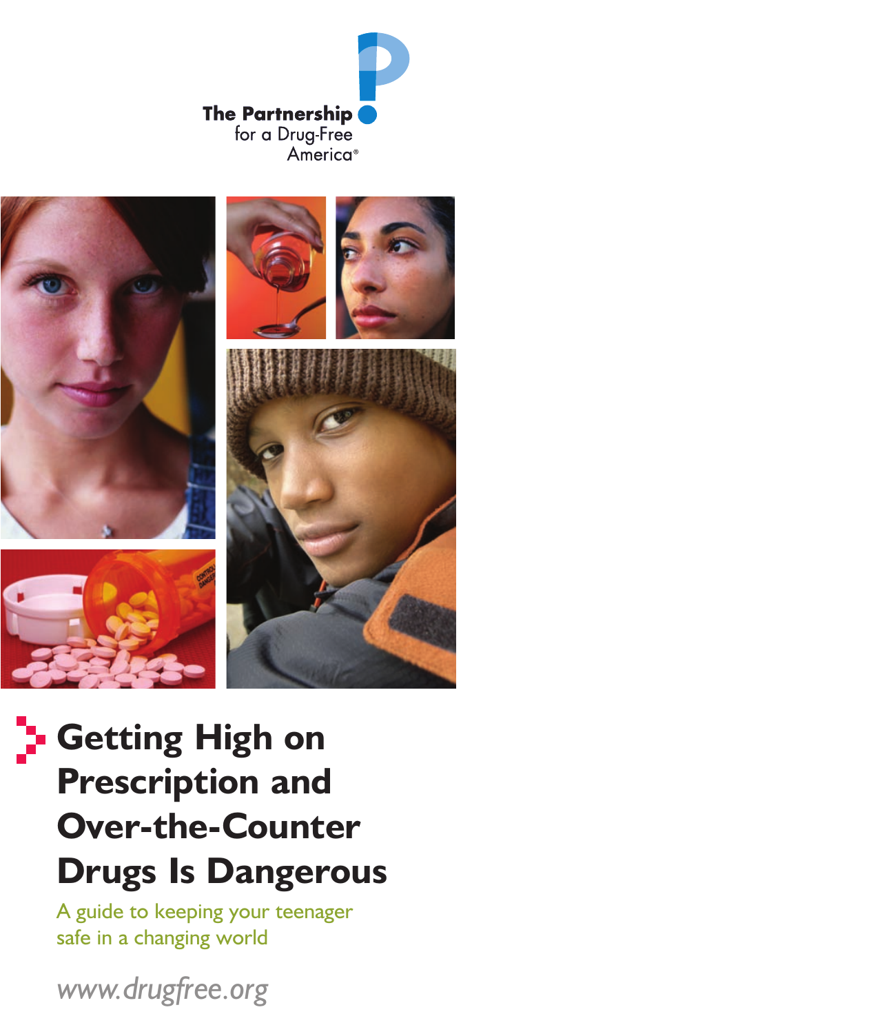The Partnership for a Drug-Free America®

# Getting High on Prescription and Over-the-Counter Drugs Is Dangerous

A guide to keeping your teenager safe in a changing world

*www.drugfree.org*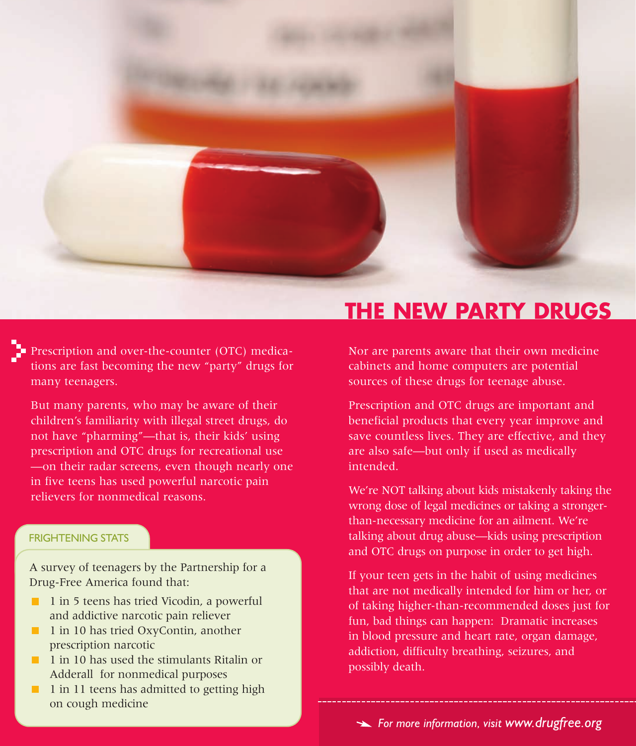# THE NEW PARTY DRUGS

Prescription and over-the-counter (OTC) medications are fast becoming the new "party" drugs for many teenagers.

But many parents, who may be aware of their children's familiarity with illegal street drugs, do not have "pharming"—that is, their kids' using prescription and OTC drugs for recreational use —on their radar screens, even though nearly one in five teens has used powerful narcotic pain relievers for nonmedical reasons.

### FRIGHTENING STATS

A survey of teenagers by the Partnership for a Drug-Free America found that:

- 1 in 5 teens has tried Vicodin, a powerful and addictive narcotic pain reliever
- 1 in 10 has tried OxyContin, another prescription narcotic
- 1 in 10 has used the stimulants Ritalin or Adderall for nonmedical purposes
- 1 in 11 teens has admitted to getting high on cough medicine

Nor are parents aware that their own medicine cabinets and home computers are potential sources of these drugs for teenage abuse.

Prescription and OTC drugs are important and beneficial products that every year improve and save countless lives. They are effective, and they are also safe—but only if used as medically intended.

We're NOT talking about kids mistakenly taking the wrong dose of legal medicines or taking a stronger-than-necessary medicine for an ailment. We're talking about drug abuse—kids using prescription and OTC drugs on purpose in order to get high.

If your teen gets in the habit of using medicines that are not medically intended for him or her, or of taking higher-than-recommended doses just for fun, bad things can happen: Dramatic increases in blood pressure and heart rate, organ damage, addiction, difficulty breathing, seizures, and possibly death.

*For more information, visit* ***www.drugfree.org***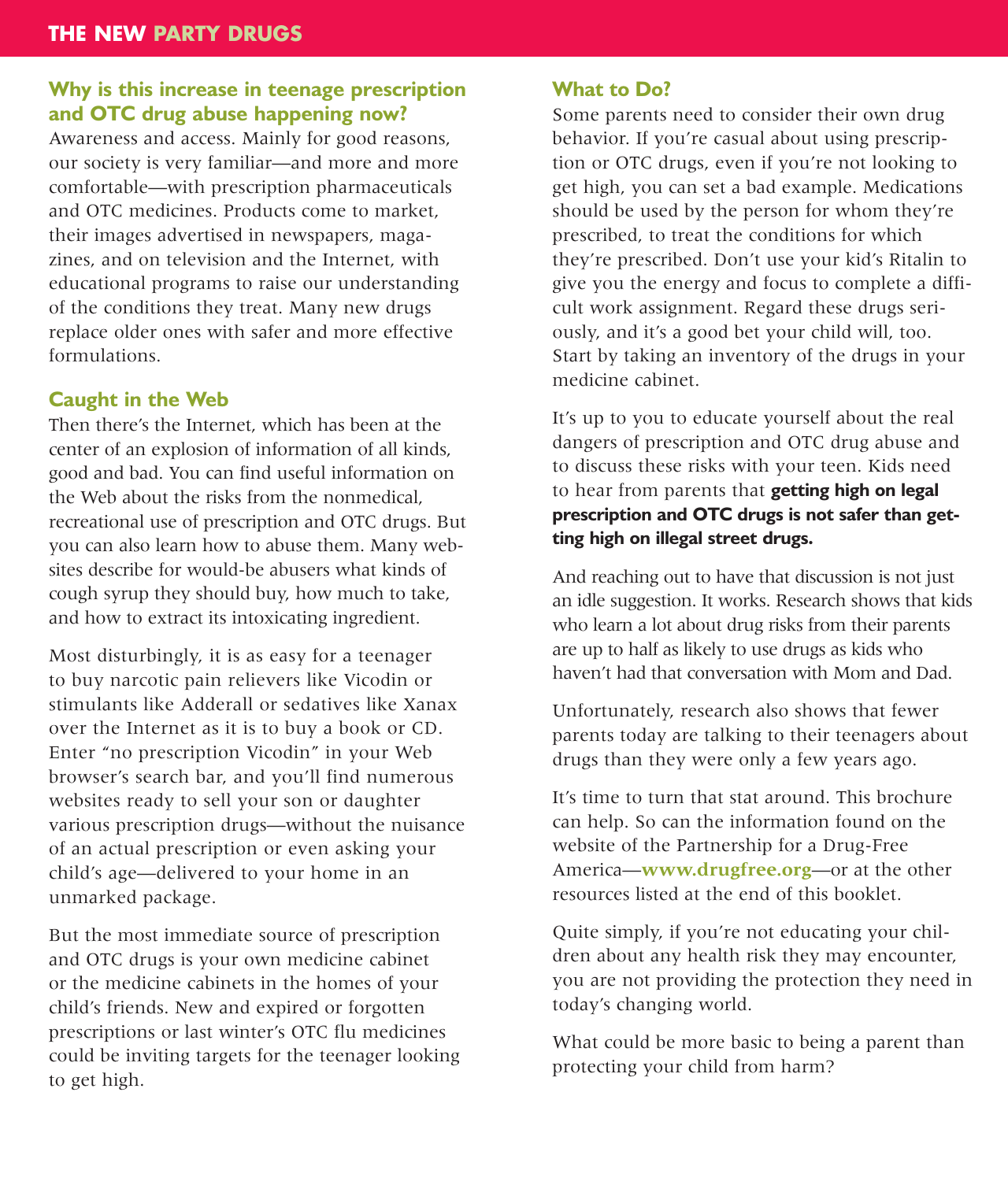## Why is this increase in teenage prescription and OTC drug abuse happening now?

Awareness and access. Mainly for good reasons, our society is very familiar—and more and more comfortable—with prescription pharmaceuticals and OTC medicines. Products come to market, their images advertised in newspapers, magazines, and on television and the Internet, with educational programs to raise our understanding of the conditions they treat. Many new drugs replace older ones with safer and more effective formulations.

## Caught in the Web

Then there's the Internet, which has been at the center of an explosion of information of all kinds, good and bad. You can find useful information on the Web about the risks from the nonmedical, recreational use of prescription and OTC drugs. But you can also learn how to abuse them. Many websites describe for would-be abusers what kinds of cough syrup they should buy, how much to take, and how to extract its intoxicating ingredient.

Most disturbingly, it is as easy for a teenager to buy narcotic pain relievers like Vicodin or stimulants like Adderall or sedatives like Xanax over the Internet as it is to buy a book or CD. Enter "no prescription Vicodin" in your Web browser's search bar, and you'll find numerous websites ready to sell your son or daughter various prescription drugs—without the nuisance of an actual prescription or even asking your child's age—delivered to your home in an unmarked package.

But the most immediate source of prescription and OTC drugs is your own medicine cabinet or the medicine cabinets in the homes of your child's friends. New and expired or forgotten prescriptions or last winter's OTC flu medicines could be inviting targets for the teenager looking to get high.

## What to Do?

Some parents need to consider their own drug behavior. If you're casual about using prescription or OTC drugs, even if you're not looking to get high, you can set a bad example. Medications should be used by the person for whom they're prescribed, to treat the conditions for which they're prescribed. Don't use your kid's Ritalin to give you the energy and focus to complete a difficult work assignment. Regard these drugs seriously, and it's a good bet your child will, too. Start by taking an inventory of the drugs in your medicine cabinet.

It's up to you to educate yourself about the real dangers of prescription and OTC drug abuse and to discuss these risks with your teen. Kids need to hear from parents that **getting high on legal prescription and OTC drugs is not safer than getting high on illegal street drugs.**

And reaching out to have that discussion is not just an idle suggestion. It works. Research shows that kids who learn a lot about drug risks from their parents are up to half as likely to use drugs as kids who haven't had that conversation with Mom and Dad.

Unfortunately, research also shows that fewer parents today are talking to their teenagers about drugs than they were only a few years ago.

It's time to turn that stat around. This brochure can help. So can the information found on the website of the Partnership for a Drug-Free America—**www.drugfree.org**—or at the other resources listed at the end of this booklet.

Quite simply, if you're not educating your children about any health risk they may encounter, you are not providing the protection they need in today's changing world.

What could be more basic to being a parent than protecting your child from harm?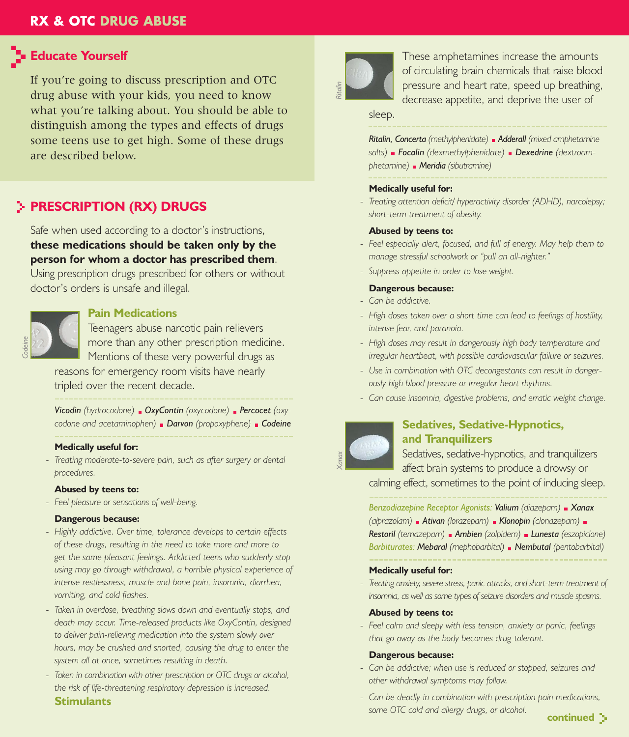# RX & OTC DRUG ABUSE

## Educate Yourself

If you're going to discuss prescription and OTC drug abuse with your kids, you need to know what you're talking about. You should be able to distinguish among the types and effects of drugs some teens use to get high. Some of these drugs are described below.

## PRESCRIPTION (RX) DRUGS

Safe when used according to a doctor's instructions, **these medications should be taken only by the person for whom a doctor has prescribed them**. Using prescription drugs prescribed for others or without doctor's orders is unsafe and illegal.

### Pain Medications

*Codeine*

Teenagers abuse narcotic pain relievers more than any other prescription medicine. Mentions of these very powerful drugs as reasons for emergency room visits have nearly tripled over the recent decade.

***Vicodin*** *(hydrocodone)* ▪ ***OxyContin*** *(oxycodone)* ▪ ***Percocet*** *(oxycodone and acetaminophen)* ▪ ***Darvon*** *(propoxyphene)* ▪ ***Codeine***

**Medically useful for:**

- *Treating moderate-to-severe pain, such as after surgery or dental procedures.*

**Abused by teens to:**

- *Feel pleasure or sensations of well-being.*

**Dangerous because:**

- *Highly addictive. Over time, tolerance develops to certain effects of these drugs, resulting in the need to take more and more to get the same pleasant feelings. Addicted teens who suddenly stop using may go through withdrawal, a horrible physical experience of intense restlessness, muscle and bone pain, insomnia, diarrhea, vomiting, and cold flashes.*
- *Taken in overdose, breathing slows down and eventually stops, and death may occur. Time-released products like OxyContin, designed to deliver pain-relieving medication into the system slowly over hours, may be crushed and snorted, causing the drug to enter the system all at once, sometimes resulting in death.*
- *Taken in combination with other prescription or OTC drugs or alcohol, the risk of life-threatening respiratory depression is increased.*

### Stimulants

*Ritalin*

These amphetamines increase the amounts of circulating brain chemicals that raise blood pressure and heart rate, speed up breathing, decrease appetite, and deprive the user of sleep.

***Ritalin, Concerta*** *(methylphenidate)* ▪ ***Adderall*** *(mixed amphetamine salts)* ▪ ***Focalin*** *(dexmethylphenidate)* ▪ ***Dexedrine*** *(dextroamphetamine)* ▪ ***Meridia*** *(sibutramine)*

**Medically useful for:**

- *Treating attention deficit/ hyperactivity disorder (ADHD), narcolepsy; short-term treatment of obesity.*

**Abused by teens to:**

- *Feel especially alert, focused, and full of energy. May help them to manage stressful schoolwork or "pull an all-nighter."*
- *Suppress appetite in order to lose weight.*

**Dangerous because:**

- *Can be addictive.*
- *High doses taken over a short time can lead to feelings of hostility, intense fear, and paranoia.*
- *High doses may result in dangerously high body temperature and irregular heartbeat, with possible cardiovascular failure or seizures.*
- *Use in combination with OTC decongestants can result in dangerously high blood pressure or irregular heart rhythms.*
- *Can cause insomnia, digestive problems, and erratic weight change.*

### Sedatives, Sedative-Hypnotics, and Tranquilizers

*Xanax*

Sedatives, sedative-hypnotics, and tranquilizers affect brain systems to produce a drowsy or calming effect, sometimes to the point of inducing sleep.

*Benzodiazepine Receptor Agonists:* ***Valium*** *(diazepam)* ▪ ***Xanax*** *(alprazolam)* ▪ ***Ativan*** *(lorazepam)* ▪ ***Klonopin*** *(clonazepam)* ▪ ***Restoril*** *(temazepam)* ▪ ***Ambien*** *(zolpidem)* ▪ ***Lunesta*** *(eszopiclone)*
*Barbiturates:* ***Mebaral*** *(mephobarbital)* ▪ ***Nembutal*** *(pentobarbital)*

**Medically useful for:**

- *Treating anxiety, severe stress, panic attacks, and short-term treatment of insomnia, as well as some types of seizure disorders and muscle spasms.*

**Abused by teens to:**

- *Feel calm and sleepy with less tension, anxiety or panic, feelings that go away as the body becomes drug-tolerant.*

**Dangerous because:**

- *Can be addictive; when use is reduced or stopped, seizures and other withdrawal symptoms may follow.*
- *Can be deadly in combination with prescription pain medications, some OTC cold and allergy drugs, or alcohol.*

**continued**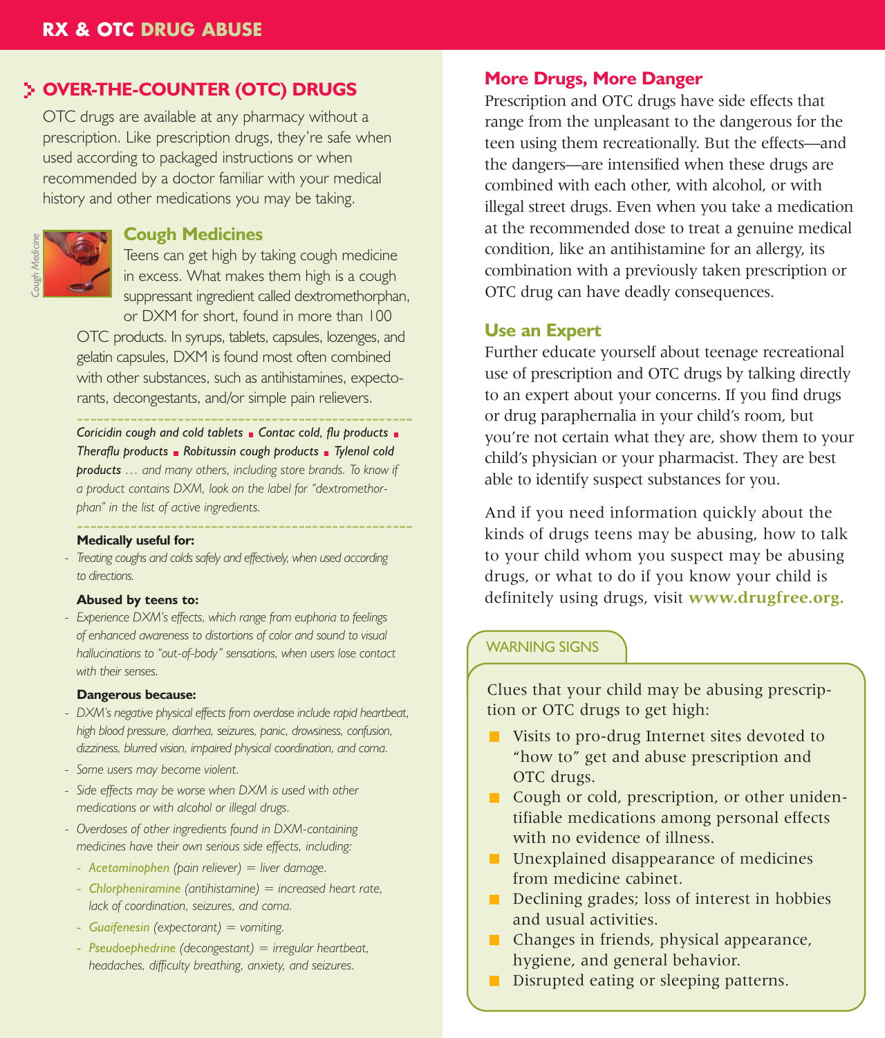## OVER-THE-COUNTER (OTC) DRUGS

OTC drugs are available at any pharmacy without a prescription. Like prescription drugs, they're safe when used according to packaged instructions or when recommended by a doctor familiar with your medical history and other medications you may be taking.

### Cough Medicines

Teens can get high by taking cough medicine in excess. What makes them high is a cough suppressant ingredient called dextromethorphan, or DXM for short, found in more than 100 OTC products. In syrups, tablets, capsules, lozenges, and gelatin capsules, DXM is found most often combined with other substances, such as antihistamines, expectorants, decongestants, and/or simple pain relievers.

***Coricidin cough and cold tablets* ▪ *Contac cold, flu products* ▪ *Theraflu products* ▪ *Robitussin cough products* ▪ *Tylenol cold products*** *… and many others, including store brands. To know if a product contains DXM, look on the label for "dextromethorphan" in the list of active ingredients.*

**Medically useful for:**

- *Treating coughs and colds safely and effectively, when used according to directions.*

**Abused by teens to:**

- *Experience DXM's effects, which range from euphoria to feelings of enhanced awareness to distortions of color and sound to visual hallucinations to "out-of-body" sensations, when users lose contact with their senses.*

**Dangerous because:**

- *DXM's negative physical effects from overdose include rapid heartbeat, high blood pressure, diarrhea, seizures, panic, drowsiness, confusion, dizziness, blurred vision, impaired physical coordination, and coma.*
- *Some users may become violent.*
- *Side effects may be worse when DXM is used with other medications or with alcohol or illegal drugs.*
- *Overdoses of other ingredients found in DXM-containing medicines have their own serious side effects, including:*
  - *Acetaminophen (pain reliever) = liver damage.*
  - *Chlorpheniramine (antihistamine) = increased heart rate, lack of coordination, seizures, and coma.*
  - *Guaifenesin (expectorant) = vomiting.*
  - *Pseudoephedrine (decongestant) = irregular heartbeat, headaches, difficulty breathing, anxiety, and seizures.*

### More Drugs, More Danger

Prescription and OTC drugs have side effects that range from the unpleasant to the dangerous for the teen using them recreationally. But the effects—and the dangers—are intensified when these drugs are combined with each other, with alcohol, or with illegal street drugs. Even when you take a medication at the recommended dose to treat a genuine medical condition, like an antihistamine for an allergy, its combination with a previously taken prescription or OTC drug can have deadly consequences.

### Use an Expert

Further educate yourself about teenage recreational use of prescription and OTC drugs by talking directly to an expert about your concerns. If you find drugs or drug paraphernalia in your child's room, but you're not certain what they are, show them to your child's physician or your pharmacist. They are best able to identify suspect substances for you.

And if you need information quickly about the kinds of drugs teens may be abusing, how to talk to your child whom you suspect may be abusing drugs, or what to do if you know your child is definitely using drugs, visit **www.drugfree.org.**

### WARNING SIGNS

Clues that your child may be abusing prescription or OTC drugs to get high:

- Visits to pro-drug Internet sites devoted to "how to" get and abuse prescription and OTC drugs.
- Cough or cold, prescription, or other unidentifiable medications among personal effects with no evidence of illness.
- Unexplained disappearance of medicines from medicine cabinet.
- Declining grades; loss of interest in hobbies and usual activities.
- Changes in friends, physical appearance, hygiene, and general behavior.
- Disrupted eating or sleeping patterns.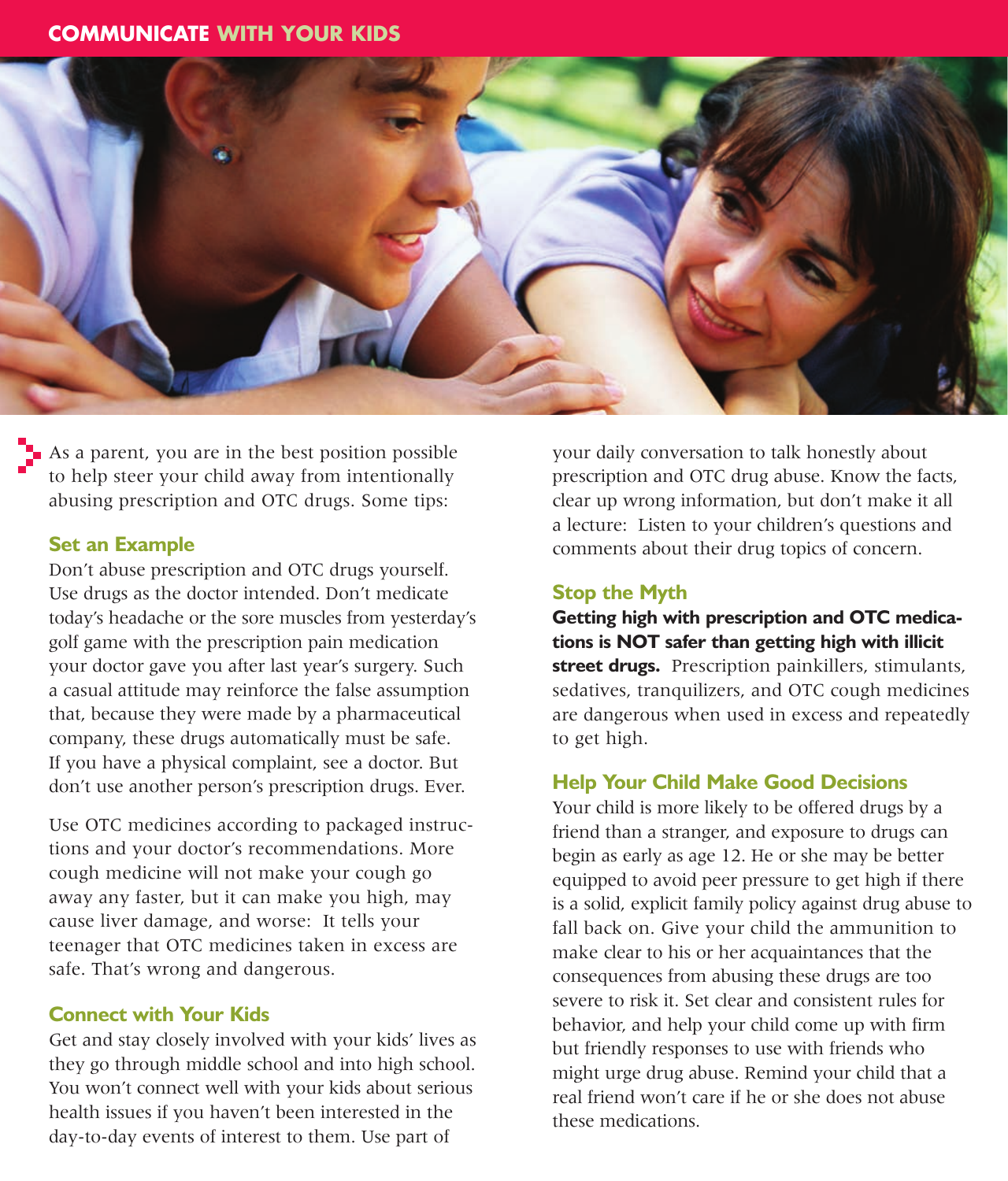# COMMUNICATE WITH YOUR KIDS

As a parent, you are in the best position possible to help steer your child away from intentionally abusing prescription and OTC drugs. Some tips:

### Set an Example

Don't abuse prescription and OTC drugs yourself. Use drugs as the doctor intended. Don't medicate today's headache or the sore muscles from yesterday's golf game with the prescription pain medication your doctor gave you after last year's surgery. Such a casual attitude may reinforce the false assumption that, because they were made by a pharmaceutical company, these drugs automatically must be safe. If you have a physical complaint, see a doctor. But don't use another person's prescription drugs. Ever.

Use OTC medicines according to packaged instructions and your doctor's recommendations. More cough medicine will not make your cough go away any faster, but it can make you high, may cause liver damage, and worse: It tells your teenager that OTC medicines taken in excess are safe. That's wrong and dangerous.

### Connect with Your Kids

Get and stay closely involved with your kids' lives as they go through middle school and into high school. You won't connect well with your kids about serious health issues if you haven't been interested in the day-to-day events of interest to them. Use part of your daily conversation to talk honestly about prescription and OTC drug abuse. Know the facts, clear up wrong information, but don't make it all a lecture: Listen to your children's questions and comments about their drug topics of concern.

### Stop the Myth

**Getting high with prescription and OTC medications is NOT safer than getting high with illicit street drugs.** Prescription painkillers, stimulants, sedatives, tranquilizers, and OTC cough medicines are dangerous when used in excess and repeatedly to get high.

### Help Your Child Make Good Decisions

Your child is more likely to be offered drugs by a friend than a stranger, and exposure to drugs can begin as early as age 12. He or she may be better equipped to avoid peer pressure to get high if there is a solid, explicit family policy against drug abuse to fall back on. Give your child the ammunition to make clear to his or her acquaintances that the consequences from abusing these drugs are too severe to risk it. Set clear and consistent rules for behavior, and help your child come up with firm but friendly responses to use with friends who might urge drug abuse. Remind your child that a real friend won't care if he or she does not abuse these medications.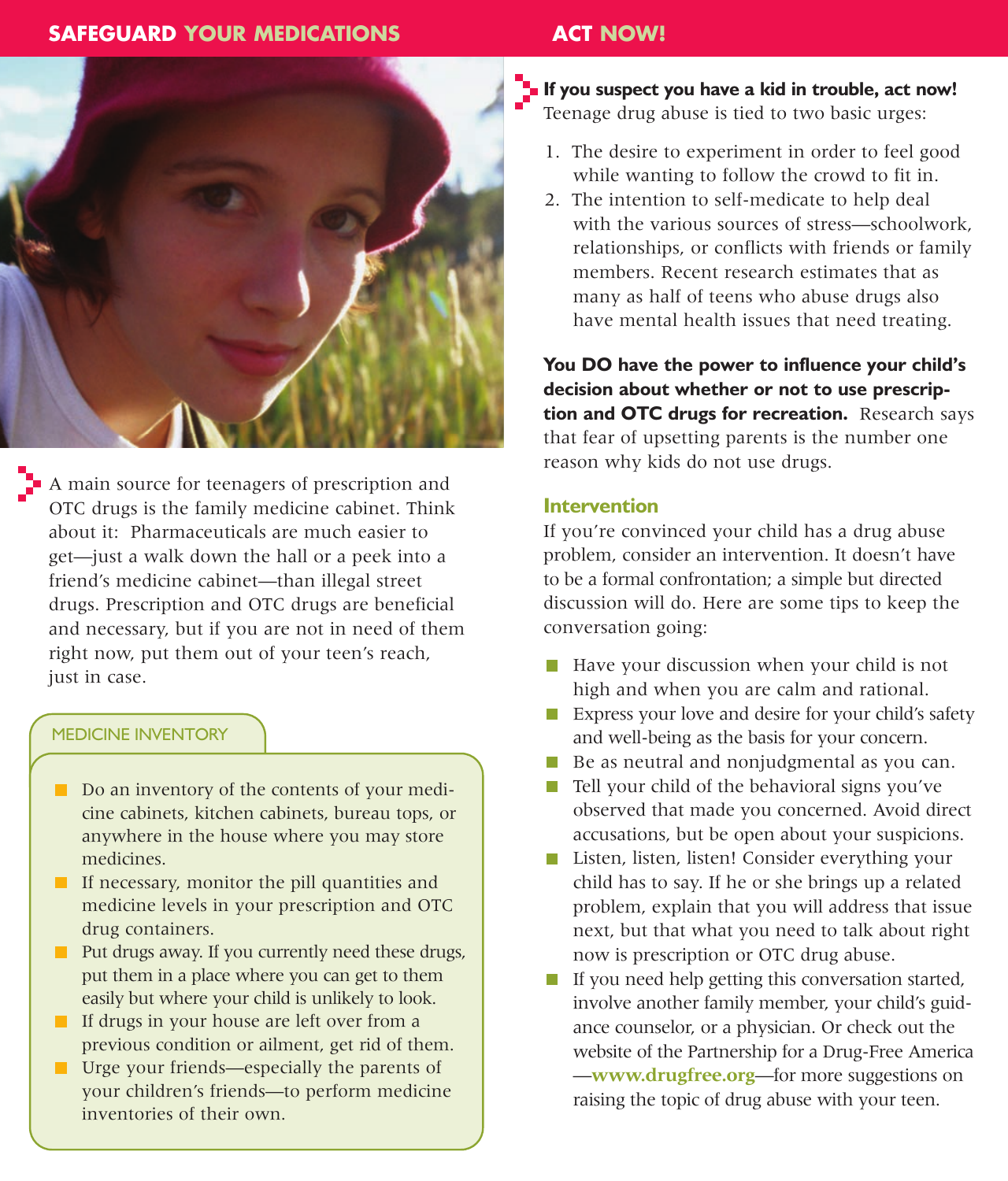## SAFEGUARD YOUR MEDICATIONS

A main source for teenagers of prescription and OTC drugs is the family medicine cabinet. Think about it: Pharmaceuticals are much easier to get—just a walk down the hall or a peek into a friend's medicine cabinet—than illegal street drugs. Prescription and OTC drugs are beneficial and necessary, but if you are not in need of them right now, put them out of your teen's reach, just in case.

### MEDICINE INVENTORY

- Do an inventory of the contents of your medicine cabinets, kitchen cabinets, bureau tops, or anywhere in the house where you may store medicines.
- If necessary, monitor the pill quantities and medicine levels in your prescription and OTC drug containers.
- Put drugs away. If you currently need these drugs, put them in a place where you can get to them easily but where your child is unlikely to look.
- If drugs in your house are left over from a previous condition or ailment, get rid of them.
- Urge your friends—especially the parents of your children's friends—to perform medicine inventories of their own.

## ACT NOW!

**If you suspect you have a kid in trouble, act now!** Teenage drug abuse is tied to two basic urges:

1. The desire to experiment in order to feel good while wanting to follow the crowd to fit in.
2. The intention to self-medicate to help deal with the various sources of stress—schoolwork, relationships, or conflicts with friends or family members. Recent research estimates that as many as half of teens who abuse drugs also have mental health issues that need treating.

**You DO have the power to influence your child's decision about whether or not to use prescription and OTC drugs for recreation.** Research says that fear of upsetting parents is the number one reason why kids do not use drugs.

### Intervention

If you're convinced your child has a drug abuse problem, consider an intervention. It doesn't have to be a formal confrontation; a simple but directed discussion will do. Here are some tips to keep the conversation going:

- Have your discussion when your child is not high and when you are calm and rational.
- Express your love and desire for your child's safety and well-being as the basis for your concern.
- Be as neutral and nonjudgmental as you can.
- Tell your child of the behavioral signs you've observed that made you concerned. Avoid direct accusations, but be open about your suspicions.
- Listen, listen, listen! Consider everything your child has to say. If he or she brings up a related problem, explain that you will address that issue next, but that what you need to talk about right now is prescription or OTC drug abuse.
- If you need help getting this conversation started, involve another family member, your child's guidance counselor, or a physician. Or check out the website of the Partnership for a Drug-Free America —**www.drugfree.org**—for more suggestions on raising the topic of drug abuse with your teen.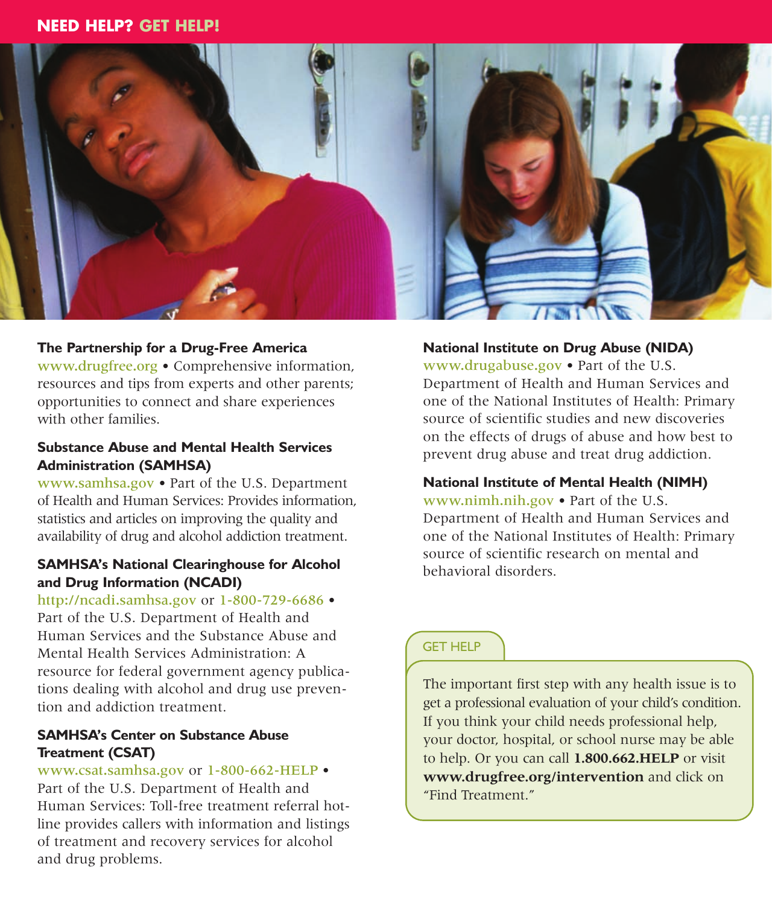# NEED HELP? GET HELP!

**The Partnership for a Drug-Free America**
www.drugfree.org • Comprehensive information, resources and tips from experts and other parents; opportunities to connect and share experiences with other families.

**Substance Abuse and Mental Health Services Administration (SAMHSA)**
www.samhsa.gov • Part of the U.S. Department of Health and Human Services: Provides information, statistics and articles on improving the quality and availability of drug and alcohol addiction treatment.

**SAMHSA's National Clearinghouse for Alcohol and Drug Information (NCADI)**
http://ncadi.samhsa.gov or 1-800-729-6686 • Part of the U.S. Department of Health and Human Services and the Substance Abuse and Mental Health Services Administration: A resource for federal government agency publications dealing with alcohol and drug use prevention and addiction treatment.

**SAMHSA's Center on Substance Abuse Treatment (CSAT)**
www.csat.samhsa.gov or 1-800-662-HELP • Part of the U.S. Department of Health and Human Services: Toll-free treatment referral hotline provides callers with information and listings of treatment and recovery services for alcohol and drug problems.

**National Institute on Drug Abuse (NIDA)**
www.drugabuse.gov • Part of the U.S. Department of Health and Human Services and one of the National Institutes of Health: Primary source of scientific studies and new discoveries on the effects of drugs of abuse and how best to prevent drug abuse and treat drug addiction.

**National Institute of Mental Health (NIMH)**
www.nimh.nih.gov • Part of the U.S. Department of Health and Human Services and one of the National Institutes of Health: Primary source of scientific research on mental and behavioral disorders.

## GET HELP

The important first step with any health issue is to get a professional evaluation of your child's condition. If you think your child needs professional help, your doctor, hospital, or school nurse may be able to help. Or you can call **1.800.662.HELP** or visit **www.drugfree.org/intervention** and click on "Find Treatment."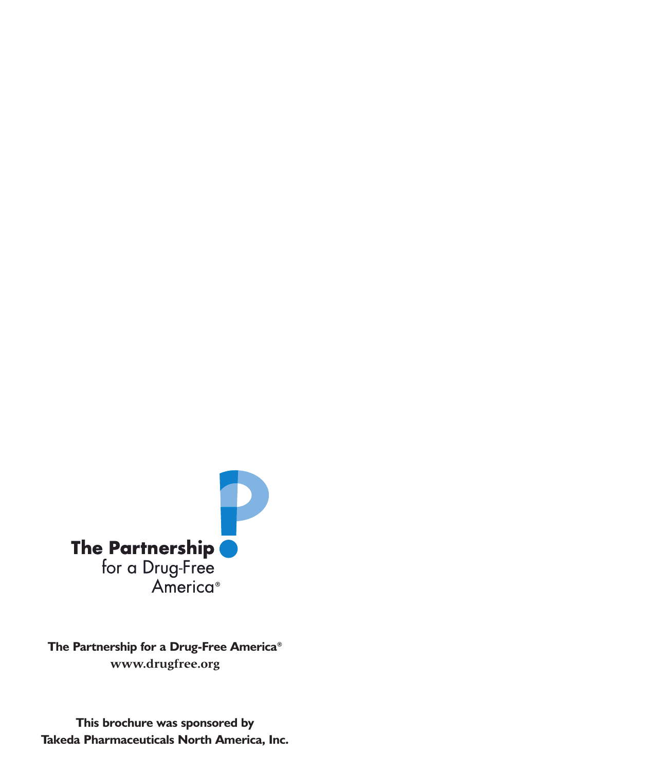The Partnership for a Drug-Free America®

**The Partnership for a Drug-Free America®**
**www.drugfree.org**

**This brochure was sponsored by**
**Takeda Pharmaceuticals North America, Inc.**